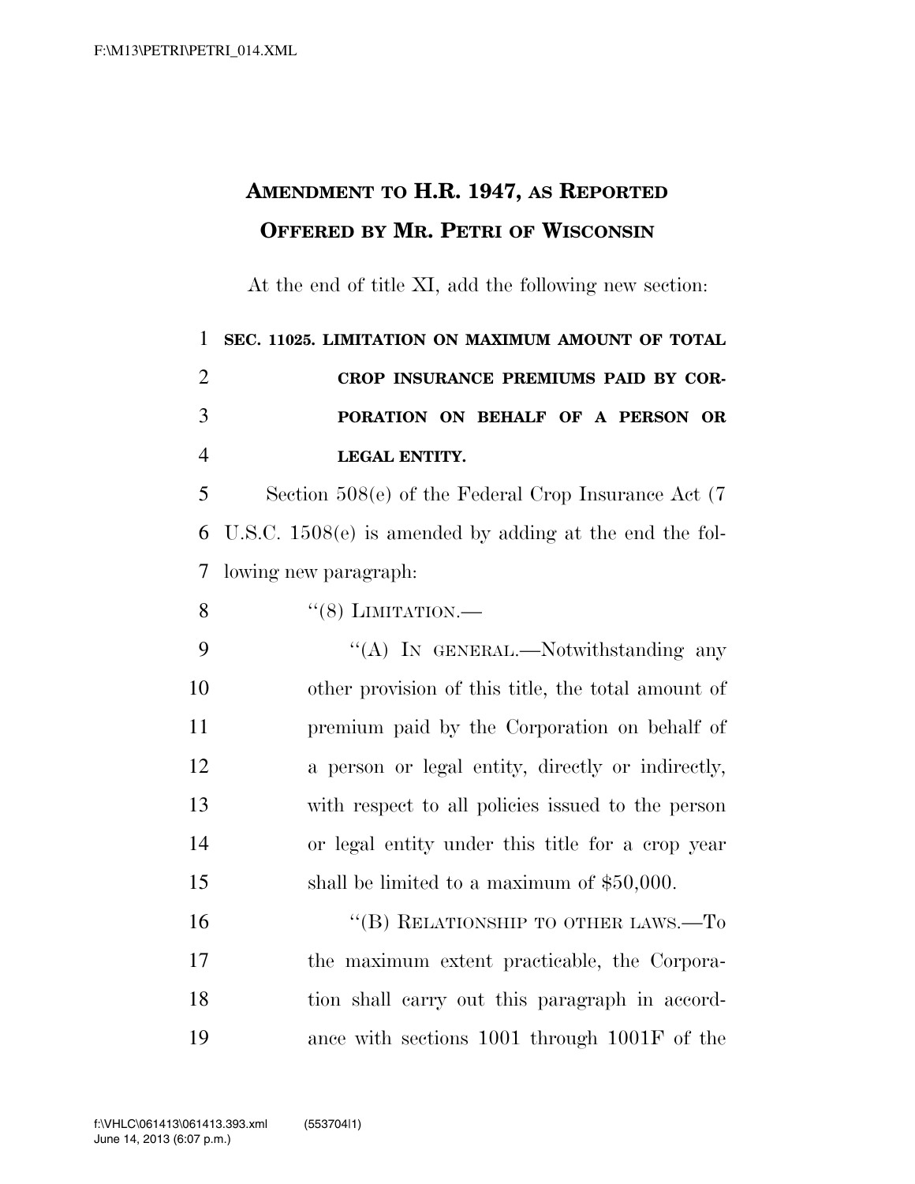# AMENDMENT TO H.R. 1947, AS REPORTED OFFERED BY MR. PETRI OF WISCONSIN

At the end of title XI, add the following new section:

**SEC. 11025. LIMITATION ON MAXIMUM AMOUNT OF TOTAL CROP INSURANCE PREMIUMS PAID BY CORPORATION ON BEHALF OF A PERSON OR LEGAL ENTITY.**

Section 508(e) of the Federal Crop Insurance Act (7 U.S.C. 1508(e) is amended by adding at the end the following new paragraph:

"(8) LIMITATION.—

"(A) IN GENERAL.—Notwithstanding any other provision of this title, the total amount of premium paid by the Corporation on behalf of a person or legal entity, directly or indirectly, with respect to all policies issued to the person or legal entity under this title for a crop year shall be limited to a maximum of $50,000.

"(B) RELATIONSHIP TO OTHER LAWS.—To the maximum extent practicable, the Corporation shall carry out this paragraph in accordance with sections 1001 through 1001F of the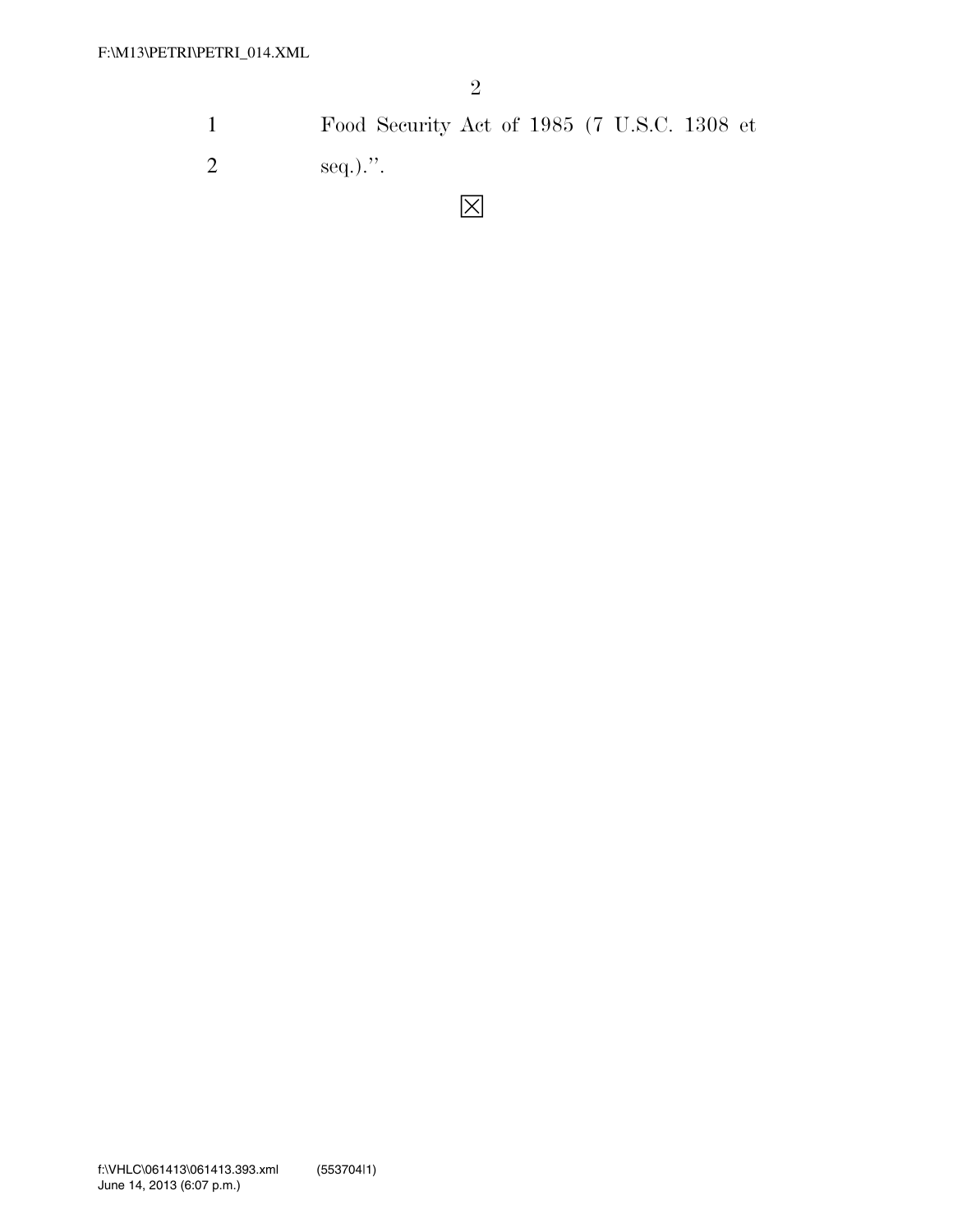Food Security Act of 1985 (7 U.S.C. 1308 et seq.).''.

☒